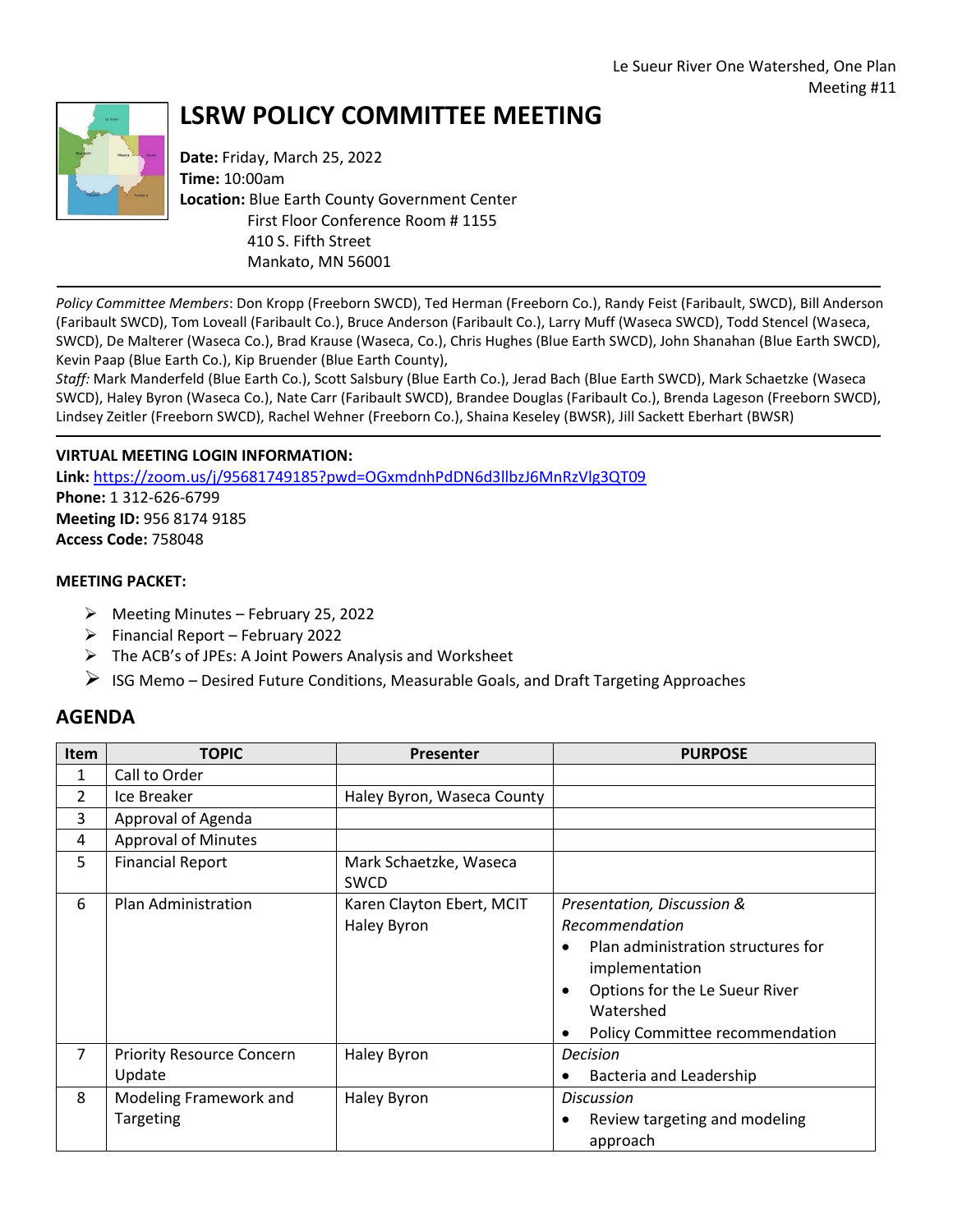Le Sueur River One Watershed, One Plan
Meeting #11

# LSRW POLICY COMMITTEE MEETING

**Date:** Friday, March 25, 2022
**Time:** 10:00am
**Location:** Blue Earth County Government Center
First Floor Conference Room # 1155
410 S. Fifth Street
Mankato, MN 56001

---

*Policy Committee Members*: Don Kropp (Freeborn SWCD), Ted Herman (Freeborn Co.), Randy Feist (Faribault, SWCD), Bill Anderson (Faribault SWCD), Tom Loveall (Faribault Co.), Bruce Anderson (Faribault Co.), Larry Muff (Waseca SWCD), Todd Stencel (Waseca, SWCD), De Malterer (Waseca Co.), Brad Krause (Waseca, Co.), Chris Hughes (Blue Earth SWCD), John Shanahan (Blue Earth SWCD), Kevin Paap (Blue Earth Co.), Kip Bruender (Blue Earth County),
*Staff:* Mark Manderfeld (Blue Earth Co.), Scott Salsbury (Blue Earth Co.), Jerad Bach (Blue Earth SWCD), Mark Schaetzke (Waseca SWCD), Haley Byron (Waseca Co.), Nate Carr (Faribault SWCD), Brandee Douglas (Faribault Co.), Brenda Lageson (Freeborn SWCD), Lindsey Zeitler (Freeborn SWCD), Rachel Wehner (Freeborn Co.), Shaina Keseley (BWSR), Jill Sackett Eberhart (BWSR)

---

**VIRTUAL MEETING LOGIN INFORMATION:**
**Link:** https://zoom.us/j/95681749185?pwd=OGxmdnhPdDN6d3llbzJ6MnRzVlg3QT09
**Phone:** 1 312-626-6799
**Meeting ID:** 956 8174 9185
**Access Code:** 758048

**MEETING PACKET:**

- Meeting Minutes – February 25, 2022
- Financial Report – February 2022
- The ACB's of JPEs: A Joint Powers Analysis and Worksheet
- ISG Memo – Desired Future Conditions, Measurable Goals, and Draft Targeting Approaches

## AGENDA

| Item | TOPIC | Presenter | PURPOSE |
|---|---|---|---|
| 1 | Call to Order | | |
| 2 | Ice Breaker | Haley Byron, Waseca County | |
| 3 | Approval of Agenda | | |
| 4 | Approval of Minutes | | |
| 5 | Financial Report | Mark Schaetzke, Waseca SWCD | |
| 6 | Plan Administration | Karen Clayton Ebert, MCIT<br>Haley Byron | *Presentation, Discussion & Recommendation*<br>• Plan administration structures for implementation<br>• Options for the Le Sueur River Watershed<br>• Policy Committee recommendation |
| 7 | Priority Resource Concern Update | Haley Byron | *Decision*<br>• Bacteria and Leadership |
| 8 | Modeling Framework and Targeting | Haley Byron | *Discussion*<br>• Review targeting and modeling approach |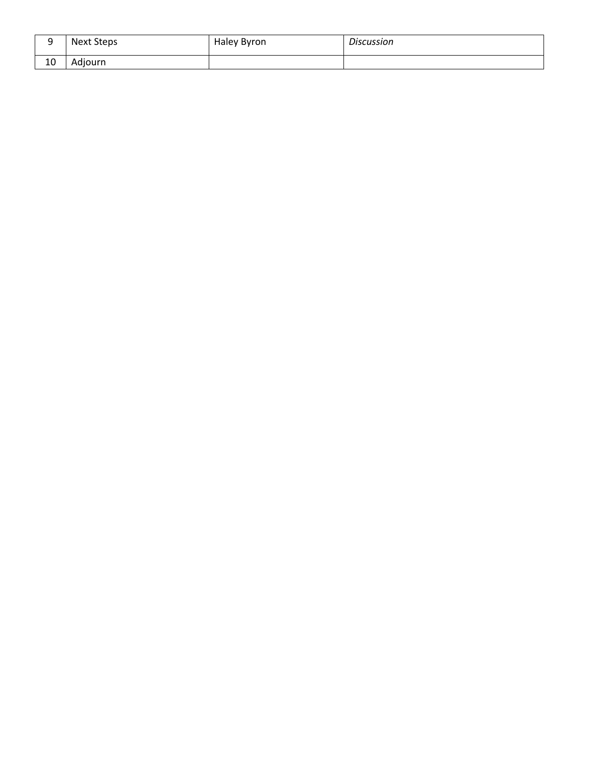| | | | |
|---|---|---|---|
| 9 | Next Steps | Haley Byron | *Discussion* |
| 10 | Adjourn | | |